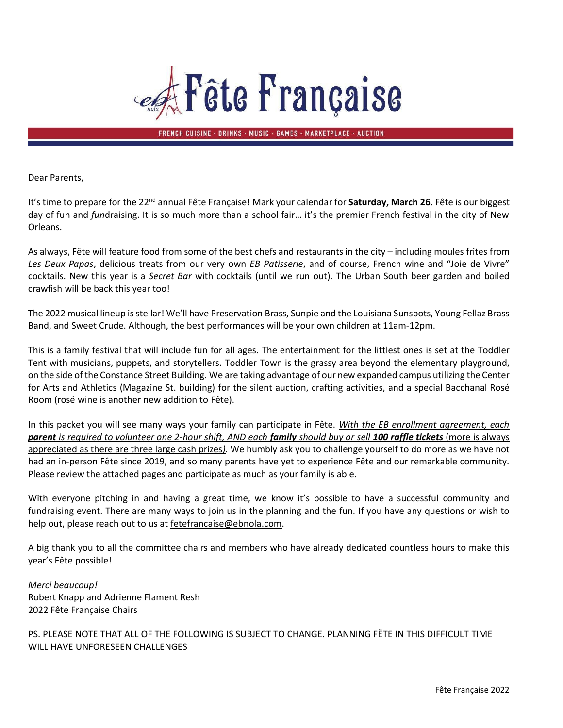# Fête Française

FRENCH CUISINE · DRINKS · MUSIC · GAMES · MARKETPLACE · AUCTION

Dear Parents,

It's time to prepare for the 22nd annual Fête Française! Mark your calendar for **Saturday, March 26.** Fête is our biggest day of fun and *fun*draising. It is so much more than a school fair… it's the premier French festival in the city of New Orleans.

As always, Fête will feature food from some of the best chefs and restaurants in the city – including moules frites from *Les Deux Papas*, delicious treats from our very own *EB Patisserie*, and of course, French wine and "Joie de Vivre" cocktails. New this year is a *Secret Bar* with cocktails (until we run out). The Urban South beer garden and boiled crawfish will be back this year too!

The 2022 musical lineup is stellar! We'll have Preservation Brass, Sunpie and the Louisiana Sunspots, Young Fellaz Brass Band, and Sweet Crude. Although, the best performances will be your own children at 11am-12pm.

This is a family festival that will include fun for all ages. The entertainment for the littlest ones is set at the Toddler Tent with musicians, puppets, and storytellers. Toddler Town is the grassy area beyond the elementary playground, on the side of the Constance Street Building. We are taking advantage of our new expanded campus utilizing the Center for Arts and Athletics (Magazine St. building) for the silent auction, crafting activities, and a special Bacchanal Rosé Room (rosé wine is another new addition to Fête).

In this packet you will see many ways your family can participate in Fête. *With the EB enrollment agreement, each **parent** is required to volunteer one 2-hour shift, AND each **family** should buy or sell **100 raffle tickets*** (more is always appreciated as there are three large cash prizes)*.* We humbly ask you to challenge yourself to do more as we have not had an in-person Fête since 2019, and so many parents have yet to experience Fête and our remarkable community. Please review the attached pages and participate as much as your family is able.

With everyone pitching in and having a great time, we know it's possible to have a successful community and fundraising event. There are many ways to join us in the planning and the fun. If you have any questions or wish to help out, please reach out to us at fetefrancaise@ebnola.com.

A big thank you to all the committee chairs and members who have already dedicated countless hours to make this year's Fête possible!

*Merci beaucoup!*  
Robert Knapp and Adrienne Flament Resh  
2022 Fête Française Chairs

PS. PLEASE NOTE THAT ALL OF THE FOLLOWING IS SUBJECT TO CHANGE. PLANNING FÊTE IN THIS DIFFICULT TIME WILL HAVE UNFORESEEN CHALLENGES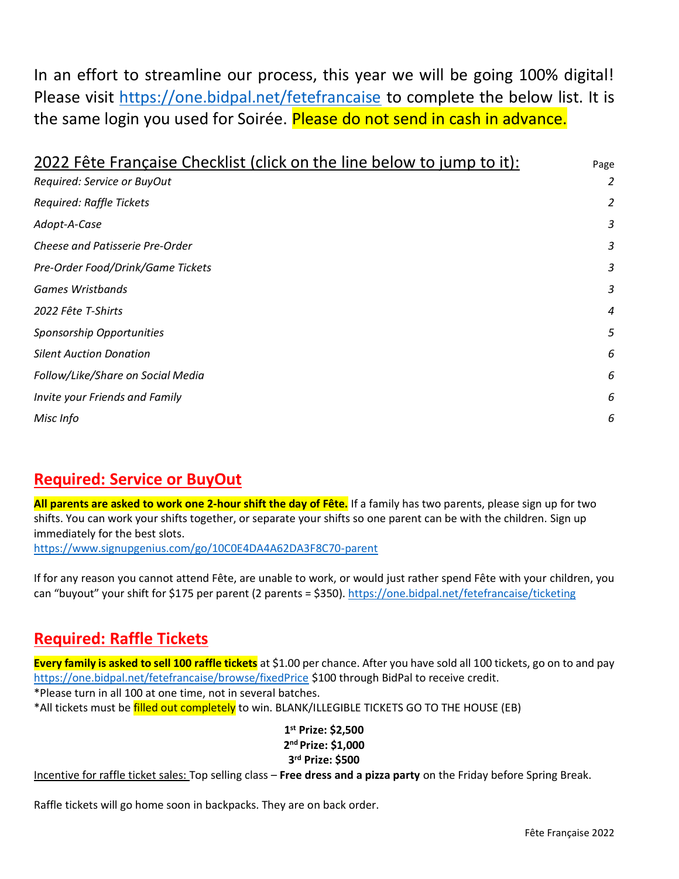In an effort to streamline our process, this year we will be going 100% digital! Please visit https://one.bidpal.net/fetefrancaise to complete the below list. It is the same login you used for Soirée. Please do not send in cash in advance.

## 2022 Fête Française Checklist (click on the line below to jump to it):

| | Page |
|---|---|
| *Required: Service or BuyOut* | *2* |
| *Required: Raffle Tickets* | *2* |
| *Adopt-A-Case* | *3* |
| *Cheese and Patisserie Pre-Order* | *3* |
| *Pre-Order Food/Drink/Game Tickets* | *3* |
| *Games Wristbands* | *3* |
| *2022 Fête T-Shirts* | *4* |
| *Sponsorship Opportunities* | *5* |
| *Silent Auction Donation* | *6* |
| *Follow/Like/Share on Social Media* | *6* |
| *Invite your Friends and Family* | *6* |
| *Misc Info* | *6* |

## Required: Service or BuyOut

**All parents are asked to work one 2-hour shift the day of Fête.** If a family has two parents, please sign up for two shifts. You can work your shifts together, or separate your shifts so one parent can be with the children. Sign up immediately for the best slots.
https://www.signupgenius.com/go/10C0E4DA4A62DA3F8C70-parent

If for any reason you cannot attend Fête, are unable to work, or would just rather spend Fête with your children, you can "buyout" your shift for $175 per parent (2 parents = $350). https://one.bidpal.net/fetefrancaise/ticketing

## Required: Raffle Tickets

**Every family is asked to sell 100 raffle tickets** at $1.00 per chance. After you have sold all 100 tickets, go on to and pay https://one.bidpal.net/fetefrancaise/browse/fixedPrice $100 through BidPal to receive credit.
*Please turn in all 100 at one time, not in several batches.
*All tickets must be filled out completely to win. BLANK/ILLEGIBLE TICKETS GO TO THE HOUSE (EB)

**1st Prize: $2,500**
**2nd Prize: $1,000**
**3rd Prize: $500**

Incentive for raffle ticket sales: Top selling class – **Free dress and a pizza party** on the Friday before Spring Break.

Raffle tickets will go home soon in backpacks. They are on back order.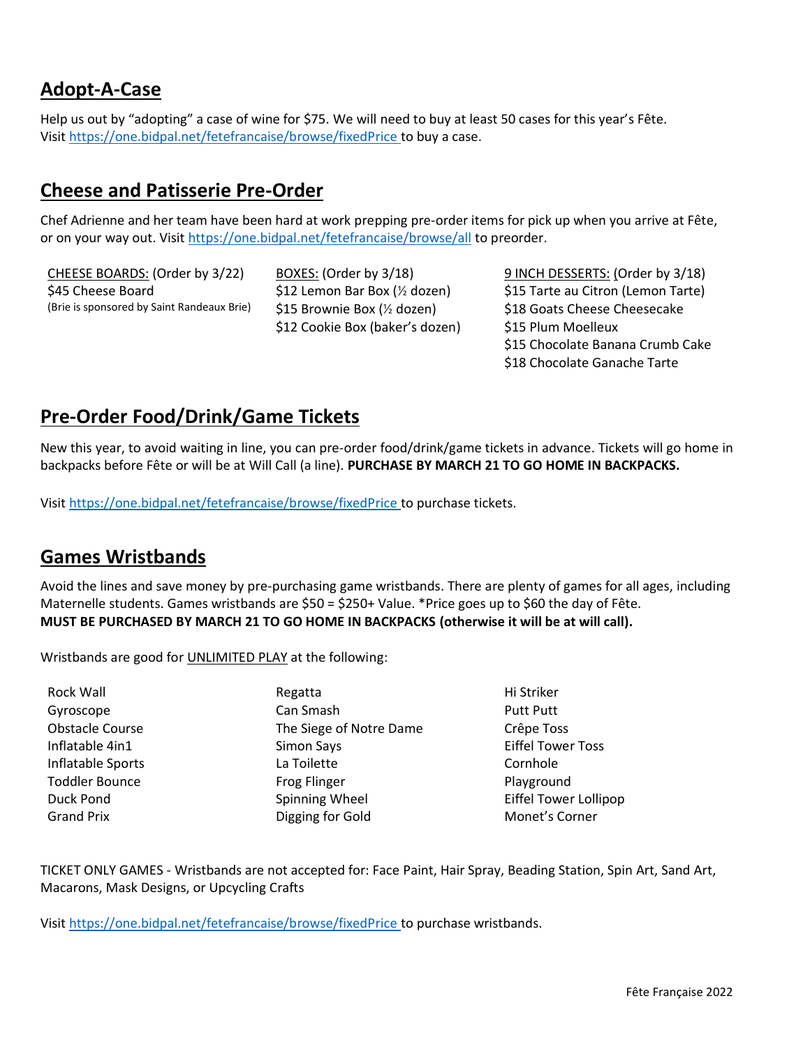## Adopt-A-Case

Help us out by "adopting" a case of wine for $75. We will need to buy at least 50 cases for this year's Fête.
Visit [https://one.bidpal.net/fetefrancaise/browse/fixedPrice](https://one.bidpal.net/fetefrancaise/browse/fixedPrice) to buy a case.

## Cheese and Patisserie Pre-Order

Chef Adrienne and her team have been hard at work prepping pre-order items for pick up when you arrive at Fête, or on your way out. Visit [https://one.bidpal.net/fetefrancaise/browse/all](https://one.bidpal.net/fetefrancaise/browse/all) to preorder.

<u>CHEESE BOARDS:</u> (Order by 3/22)
$45 Cheese Board
(Brie is sponsored by Saint Randeaux Brie)

<u>BOXES:</u> (Order by 3/18)
$12 Lemon Bar Box (½ dozen)
$15 Brownie Box (½ dozen)
$12 Cookie Box (baker's dozen)

<u>9 INCH DESSERTS:</u> (Order by 3/18)
$15 Tarte au Citron (Lemon Tarte)
$18 Goats Cheese Cheesecake
$15 Plum Moelleux
$15 Chocolate Banana Crumb Cake
$18 Chocolate Ganache Tarte

## Pre-Order Food/Drink/Game Tickets

New this year, to avoid waiting in line, you can pre-order food/drink/game tickets in advance. Tickets will go home in backpacks before Fête or will be at Will Call (a line). **PURCHASE BY MARCH 21 TO GO HOME IN BACKPACKS.**

Visit [https://one.bidpal.net/fetefrancaise/browse/fixedPrice](https://one.bidpal.net/fetefrancaise/browse/fixedPrice) to purchase tickets.

## Games Wristbands

Avoid the lines and save money by pre-purchasing game wristbands. There are plenty of games for all ages, including Maternelle students. Games wristbands are $50 = $250+ Value. *Price goes up to $60 the day of Fête.
**MUST BE PURCHASED BY MARCH 21 TO GO HOME IN BACKPACKS (otherwise it will be at will call).**

Wristbands are good for <u>UNLIMITED PLAY</u> at the following:

- Rock Wall
- Gyroscope
- Obstacle Course
- Inflatable 4in1
- Inflatable Sports
- Toddler Bounce
- Duck Pond
- Grand Prix
- Regatta
- Can Smash
- The Siege of Notre Dame
- Simon Says
- La Toilette
- Frog Flinger
- Spinning Wheel
- Digging for Gold
- Hi Striker
- Putt Putt
- Crêpe Toss
- Eiffel Tower Toss
- Cornhole
- Playground
- Eiffel Tower Lollipop
- Monet's Corner

TICKET ONLY GAMES - Wristbands are not accepted for: Face Paint, Hair Spray, Beading Station, Spin Art, Sand Art, Macarons, Mask Designs, or Upcycling Crafts

Visit [https://one.bidpal.net/fetefrancaise/browse/fixedPrice](https://one.bidpal.net/fetefrancaise/browse/fixedPrice) to purchase wristbands.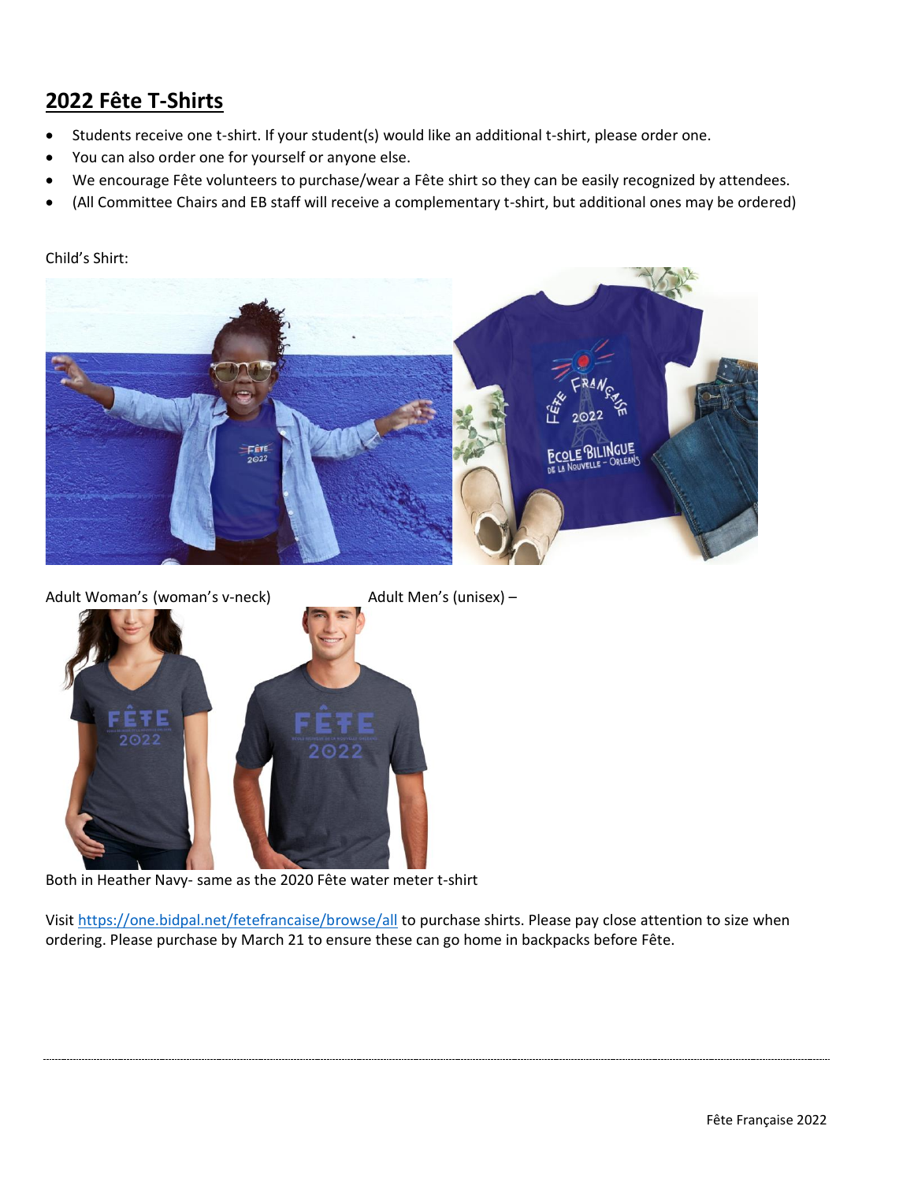## 2022 Fête T-Shirts

- Students receive one t-shirt. If your student(s) would like an additional t-shirt, please order one.
- You can also order one for yourself or anyone else.
- We encourage Fête volunteers to purchase/wear a Fête shirt so they can be easily recognized by attendees.
- (All Committee Chairs and EB staff will receive a complementary t-shirt, but additional ones may be ordered)

Child's Shirt:

Adult Woman's (woman's v-neck) Adult Men's (unisex) –

Both in Heather Navy- same as the 2020 Fête water meter t-shirt

Visit https://one.bidpal.net/fetefrancaise/browse/all to purchase shirts. Please pay close attention to size when ordering. Please purchase by March 21 to ensure these can go home in backpacks before Fête.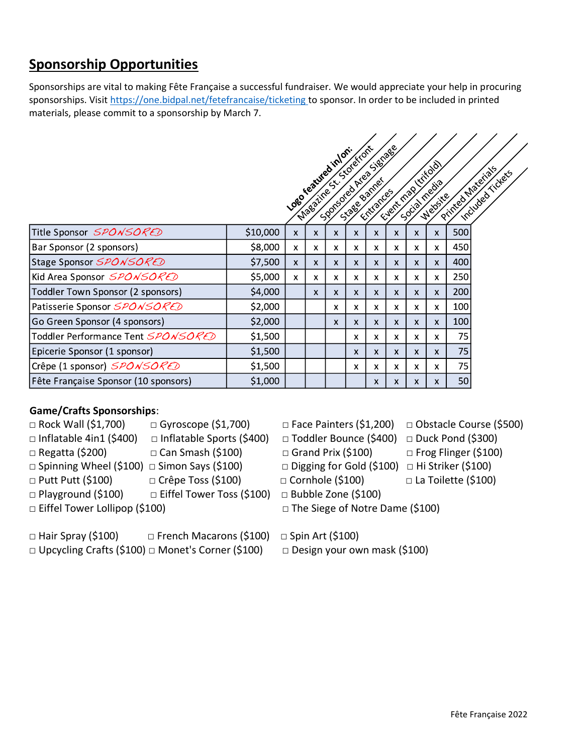## Sponsorship Opportunities

Sponsorships are vital to making Fête Française a successful fundraiser. We would appreciate your help in procuring sponsorships. Visit [https://one.bidpal.net/fetefrancaise/ticketing](https://one.bidpal.net/fetefrancaise/ticketing) to sponsor. In order to be included in printed materials, please commit to a sponsorship by March 7.

| | | Logo featured in/on: | | | | | | | | |
|---|---|---|---|---|---|---|---|---|---|---|
| **Sponsorship** | **Amount** | **Magazine St. Storefront** | **Sponsored Area Signage** | **Stage Banner** | **Entrances** | **Event map (trifold)** | **Social media** | **Website** | **Printed Materials** | **Included Tickets** |
| Title Sponsor *SPONSORED* | $10,000 | x | x | x | x | x | x | x | x | 500 |
| Bar Sponsor (2 sponsors) | $8,000 | x | x | x | x | x | x | x | x | 450 |
| Stage Sponsor *SPONSORED* | $7,500 | x | x | x | x | x | x | x | x | 400 |
| Kid Area Sponsor *SPONSORED* | $5,000 | x | x | x | x | x | x | x | x | 250 |
| Toddler Town Sponsor (2 sponsors) | $4,000 | | x | x | x | x | x | x | x | 200 |
| Patisserie Sponsor *SPONSORED* | $2,000 | | | x | x | x | x | x | x | 100 |
| Go Green Sponsor (4 sponsors) | $2,000 | | | x | x | x | x | x | x | 100 |
| Toddler Performance Tent *SPONSORED* | $1,500 | | | | x | x | x | x | x | 75 |
| Epicerie Sponsor (1 sponsor) | $1,500 | | | | x | x | x | x | x | 75 |
| Crêpe (1 sponsor) *SPONSORED* | $1,500 | | | | x | x | x | x | x | 75 |
| Fête Française Sponsor (10 sponsors) | $1,000 | | | | | x | x | x | x | 50 |

**Game/Crafts Sponsorships**:

- □ Rock Wall ($1,700)
- □ Gyroscope ($1,700)
- □ Face Painters ($1,200)
- □ Obstacle Course ($500)
- □ Inflatable 4in1 ($400)
- □ Inflatable Sports ($400)
- □ Toddler Bounce ($400)
- □ Duck Pond ($300)
- □ Regatta ($200)
- □ Can Smash ($100)
- □ Grand Prix ($100)
- □ Frog Flinger ($100)
- □ Spinning Wheel ($100)
- □ Simon Says ($100)
- □ Digging for Gold ($100)
- □ Hi Striker ($100)
- □ Putt Putt ($100)
- □ Crêpe Toss ($100)
- □ Cornhole ($100)
- □ La Toilette ($100)
- □ Playground ($100)
- □ Eiffel Tower Toss ($100)
- □ Bubble Zone ($100)
- □ Eiffel Tower Lollipop ($100)
- □ The Siege of Notre Dame ($100)

- □ Hair Spray ($100)
- □ French Macarons ($100)
- □ Spin Art ($100)
- □ Upcycling Crafts ($100)
- □ Monet's Corner ($100)
- □ Design your own mask ($100)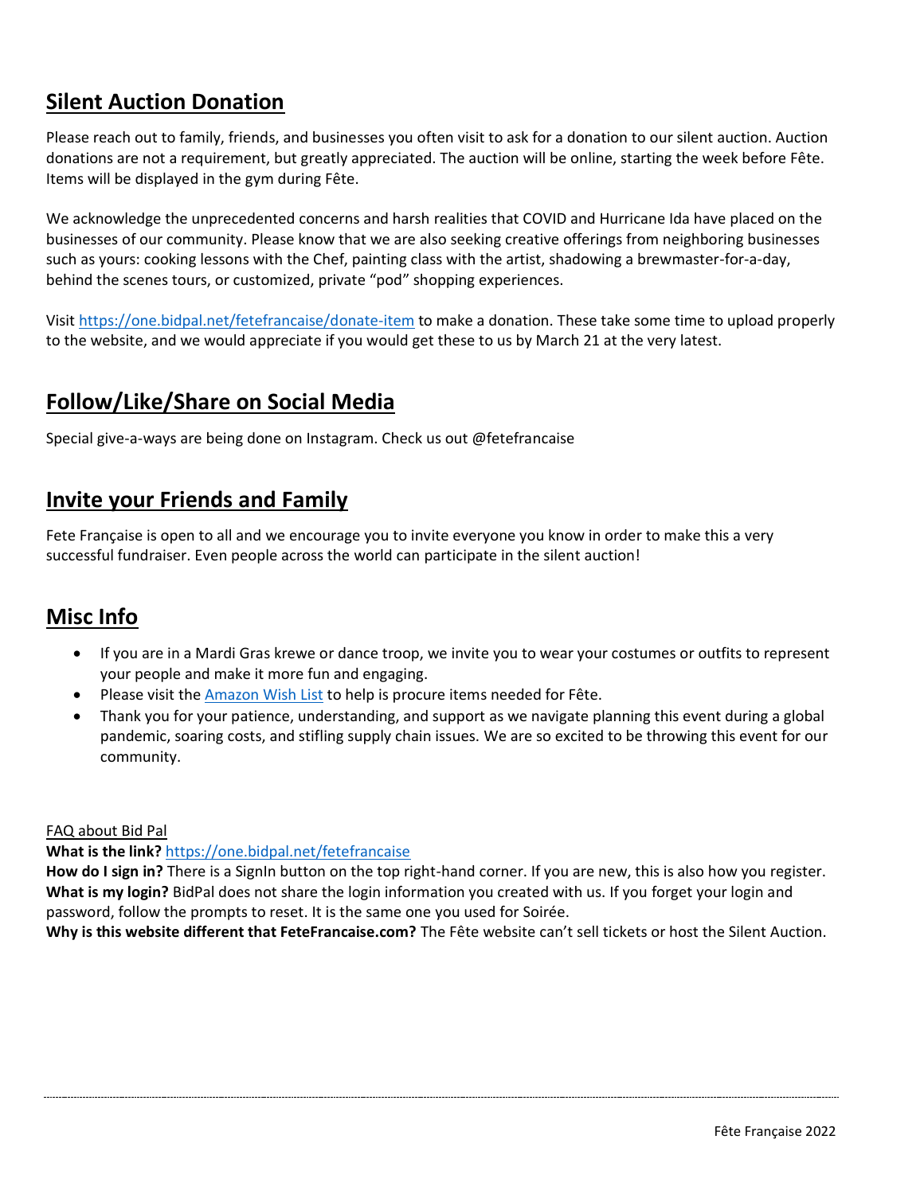## Silent Auction Donation

Please reach out to family, friends, and businesses you often visit to ask for a donation to our silent auction. Auction donations are not a requirement, but greatly appreciated. The auction will be online, starting the week before Fête. Items will be displayed in the gym during Fête.

We acknowledge the unprecedented concerns and harsh realities that COVID and Hurricane Ida have placed on the businesses of our community. Please know that we are also seeking creative offerings from neighboring businesses such as yours: cooking lessons with the Chef, painting class with the artist, shadowing a brewmaster-for-a-day, behind the scenes tours, or customized, private "pod" shopping experiences.

Visit [https://one.bidpal.net/fetefrancaise/donate-item](https://one.bidpal.net/fetefrancaise/donate-item) to make a donation. These take some time to upload properly to the website, and we would appreciate if you would get these to us by March 21 at the very latest.

## Follow/Like/Share on Social Media

Special give-a-ways are being done on Instagram. Check us out @fetefrancaise

## Invite your Friends and Family

Fete Française is open to all and we encourage you to invite everyone you know in order to make this a very successful fundraiser. Even people across the world can participate in the silent auction!

## Misc Info

- If you are in a Mardi Gras krewe or dance troop, we invite you to wear your costumes or outfits to represent your people and make it more fun and engaging.
- Please visit the Amazon Wish List to help is procure items needed for Fête.
- Thank you for your patience, understanding, and support as we navigate planning this event during a global pandemic, soaring costs, and stifling supply chain issues. We are so excited to be throwing this event for our community.

FAQ about Bid Pal

**What is the link?** [https://one.bidpal.net/fetefrancaise](https://one.bidpal.net/fetefrancaise)

**How do I sign in?** There is a SignIn button on the top right-hand corner. If you are new, this is also how you register.

**What is my login?** BidPal does not share the login information you created with us. If you forget your login and password, follow the prompts to reset. It is the same one you used for Soirée.

**Why is this website different that FeteFrancaise.com?** The Fête website can't sell tickets or host the Silent Auction.